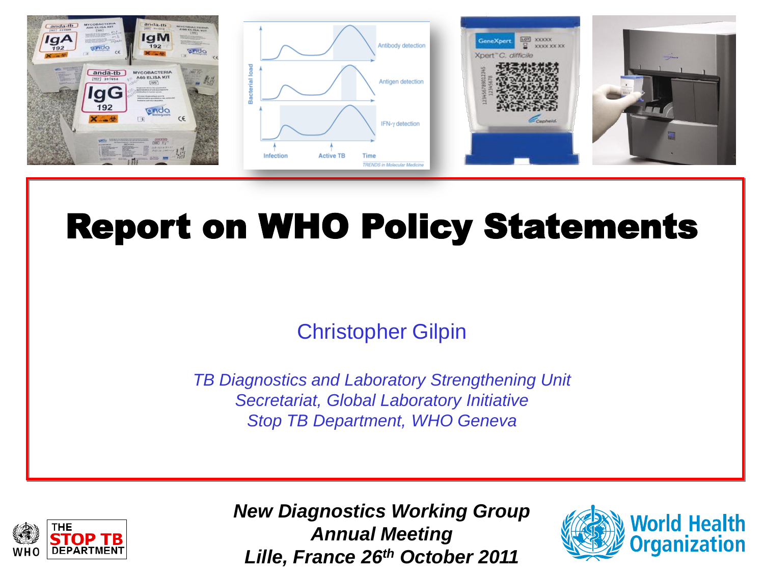# Report on WHO Policy Statements

Christopher Gilpin

*TB Diagnostics and Laboratory Strengthening Unit*
*Secretariat, Global Laboratory Initiative*
*Stop TB Department, WHO Geneva*

***New Diagnostics Working Group***
***Annual Meeting***
***Lille, France 26th October 2011***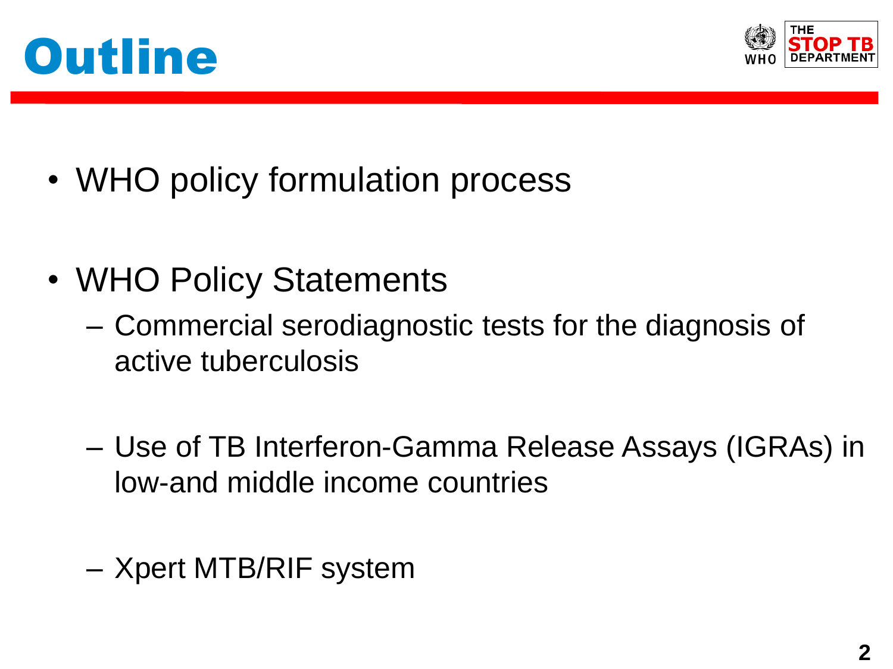# Outline

- WHO policy formulation process

- WHO Policy Statements
  - Commercial serodiagnostic tests for the diagnosis of active tuberculosis
  - Use of TB Interferon-Gamma Release Assays (IGRAs) in low-and middle income countries
  - Xpert MTB/RIF system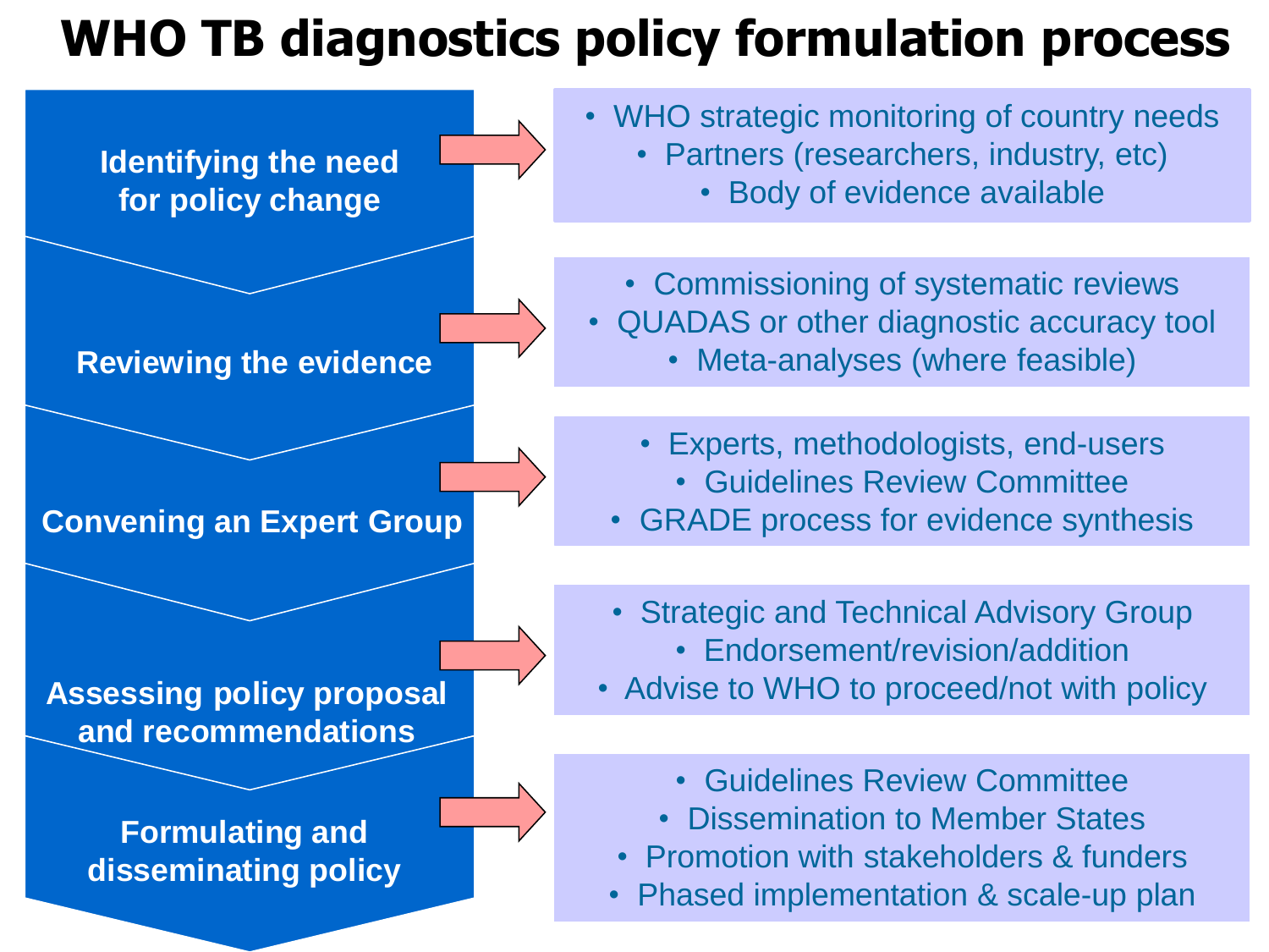# WHO TB diagnostics policy formulation process

**Identifying the need for policy change**

- WHO strategic monitoring of country needs
- Partners (researchers, industry, etc)
- Body of evidence available

**Reviewing the evidence**

- Commissioning of systematic reviews
- QUADAS or other diagnostic accuracy tool
- Meta-analyses (where feasible)

**Convening an Expert Group**

- Experts, methodologists, end-users
- Guidelines Review Committee
- GRADE process for evidence synthesis

**Assessing policy proposal and recommendations**

- Strategic and Technical Advisory Group
- Endorsement/revision/addition
- Advise to WHO to proceed/not with policy

**Formulating and disseminating policy**

- Guidelines Review Committee
- Dissemination to Member States
- Promotion with stakeholders & funders
- Phased implementation & scale-up plan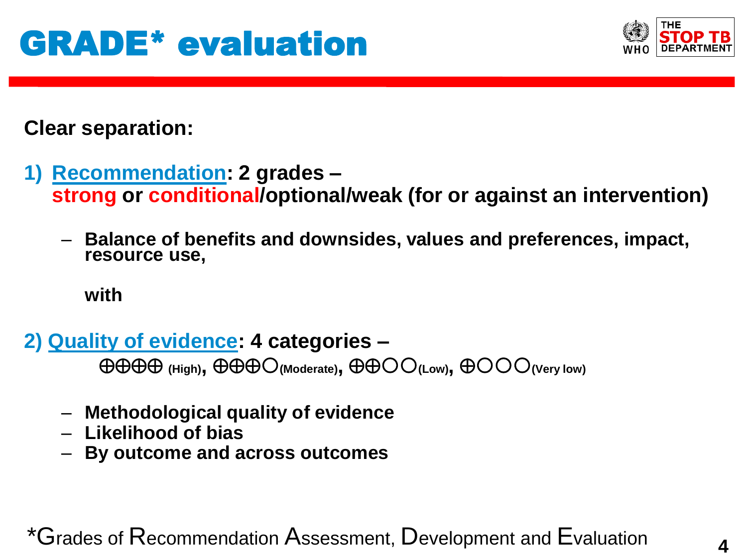# GRADE* evaluation

**Clear separation:**

1) **Recommendation: 2 grades – strong or conditional/optional/weak (for or against an intervention)**

   – **Balance of benefits and downsides, values and preferences, impact, resource use,**

   **with**

2) **Quality of evidence: 4 categories –**

   ⊕⊕⊕⊕ **(High)**, ⊕⊕⊕○ **(Moderate)**, ⊕⊕○○ **(Low)**, ⊕○○○ **(Very low)**

   – **Methodological quality of evidence**
   – **Likelihood of bias**
   – **By outcome and across outcomes**

*Grades of Recommendation Assessment, Development and Evaluation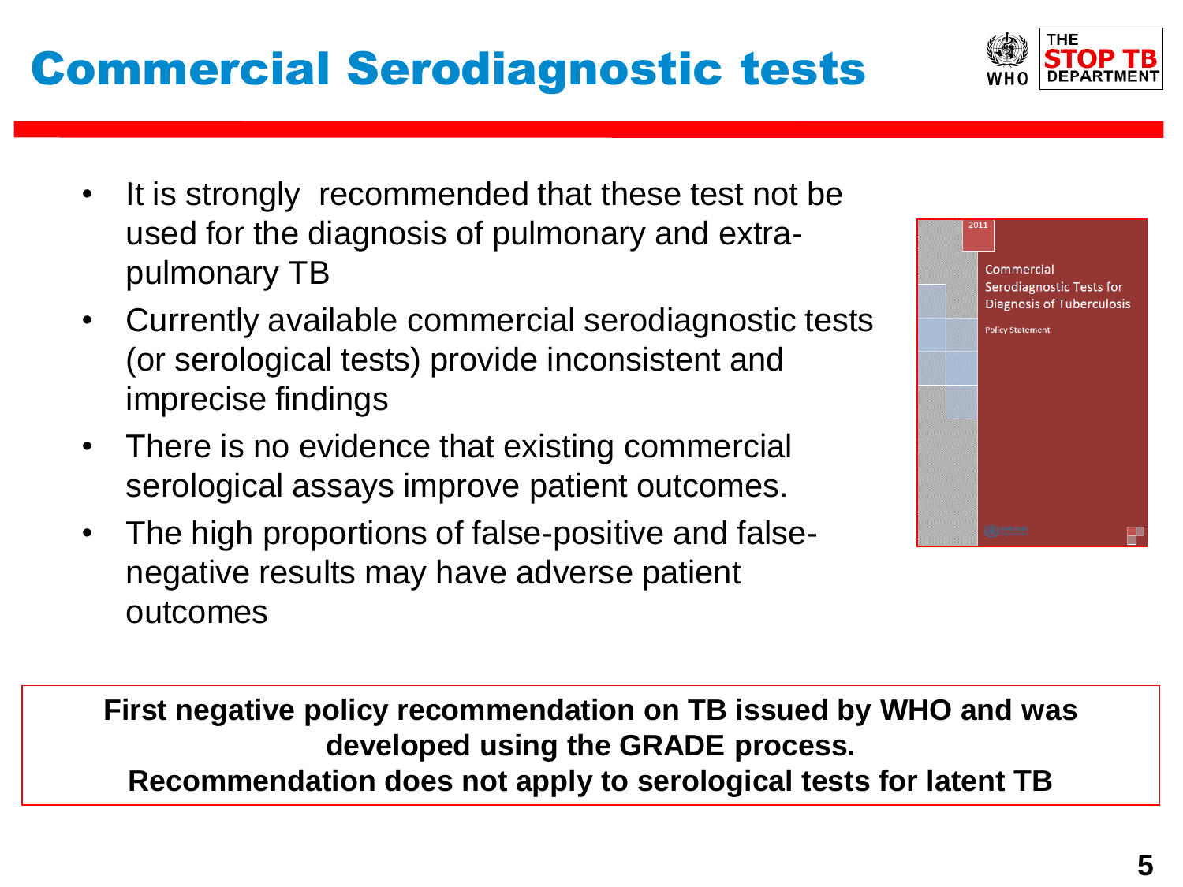# Commercial Serodiagnostic tests

- It is strongly recommended that these test not be used for the diagnosis of pulmonary and extra-pulmonary TB
- Currently available commercial serodiagnostic tests (or serological tests) provide inconsistent and imprecise findings
- There is no evidence that existing commercial serological assays improve patient outcomes.
- The high proportions of false-positive and false-negative results may have adverse patient outcomes

**First negative policy recommendation on TB issued by WHO and was developed using the GRADE process.**
**Recommendation does not apply to serological tests for latent TB**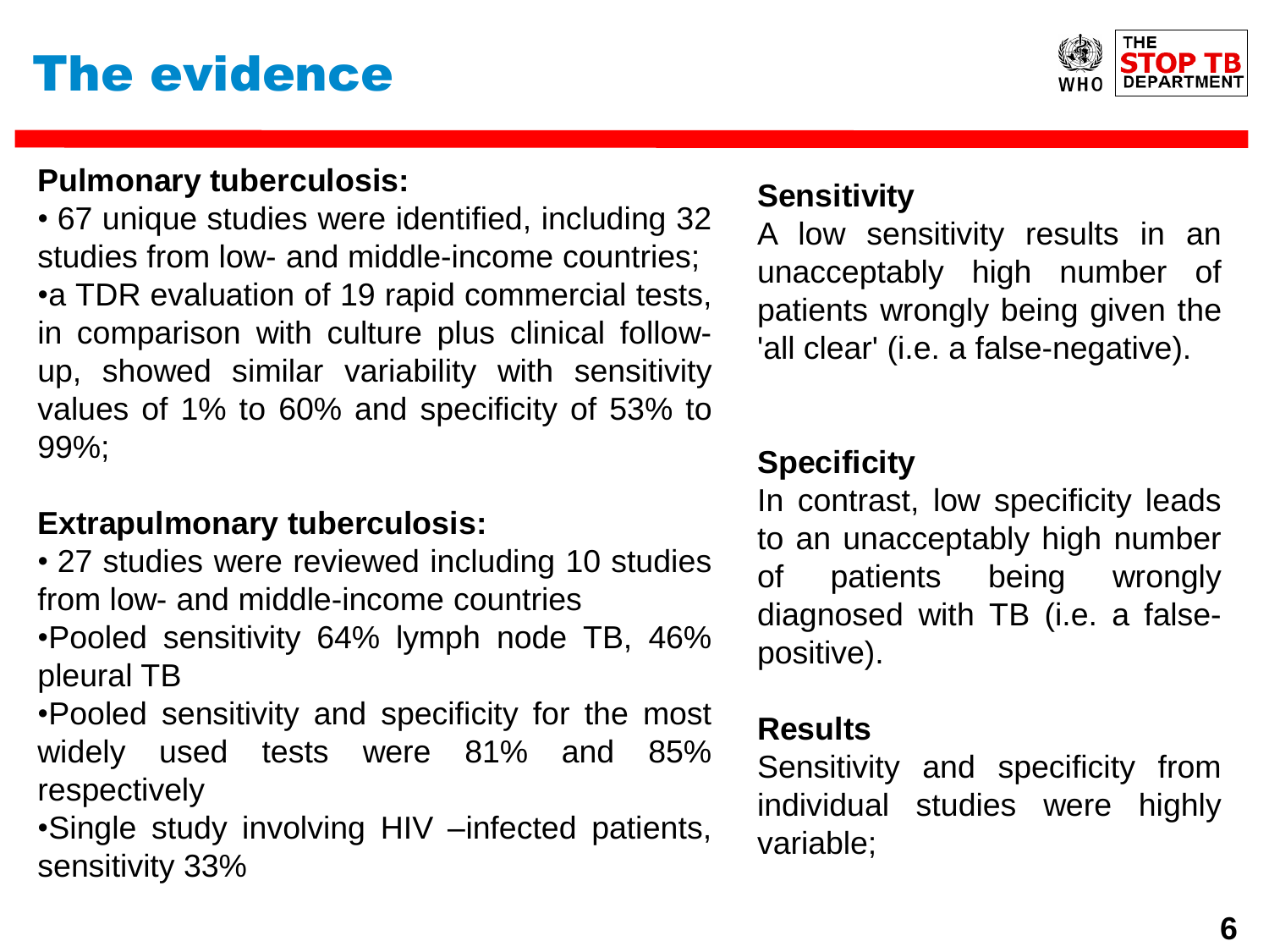# The evidence

**Pulmonary tuberculosis:**

- 67 unique studies were identified, including 32 studies from low- and middle-income countries;
- a TDR evaluation of 19 rapid commercial tests, in comparison with culture plus clinical follow-up, showed similar variability with sensitivity values of 1% to 60% and specificity of 53% to 99%;

**Extrapulmonary tuberculosis:**

- 27 studies were reviewed including 10 studies from low- and middle-income countries
- Pooled sensitivity 64% lymph node TB, 46% pleural TB
- Pooled sensitivity and specificity for the most widely used tests were 81% and 85% respectively
- Single study involving HIV –infected patients, sensitivity 33%

**Sensitivity**

A low sensitivity results in an unacceptably high number of patients wrongly being given the 'all clear' (i.e. a false-negative).

**Specificity**

In contrast, low specificity leads to an unacceptably high number of patients being wrongly diagnosed with TB (i.e. a false-positive).

**Results**

Sensitivity and specificity from individual studies were highly variable;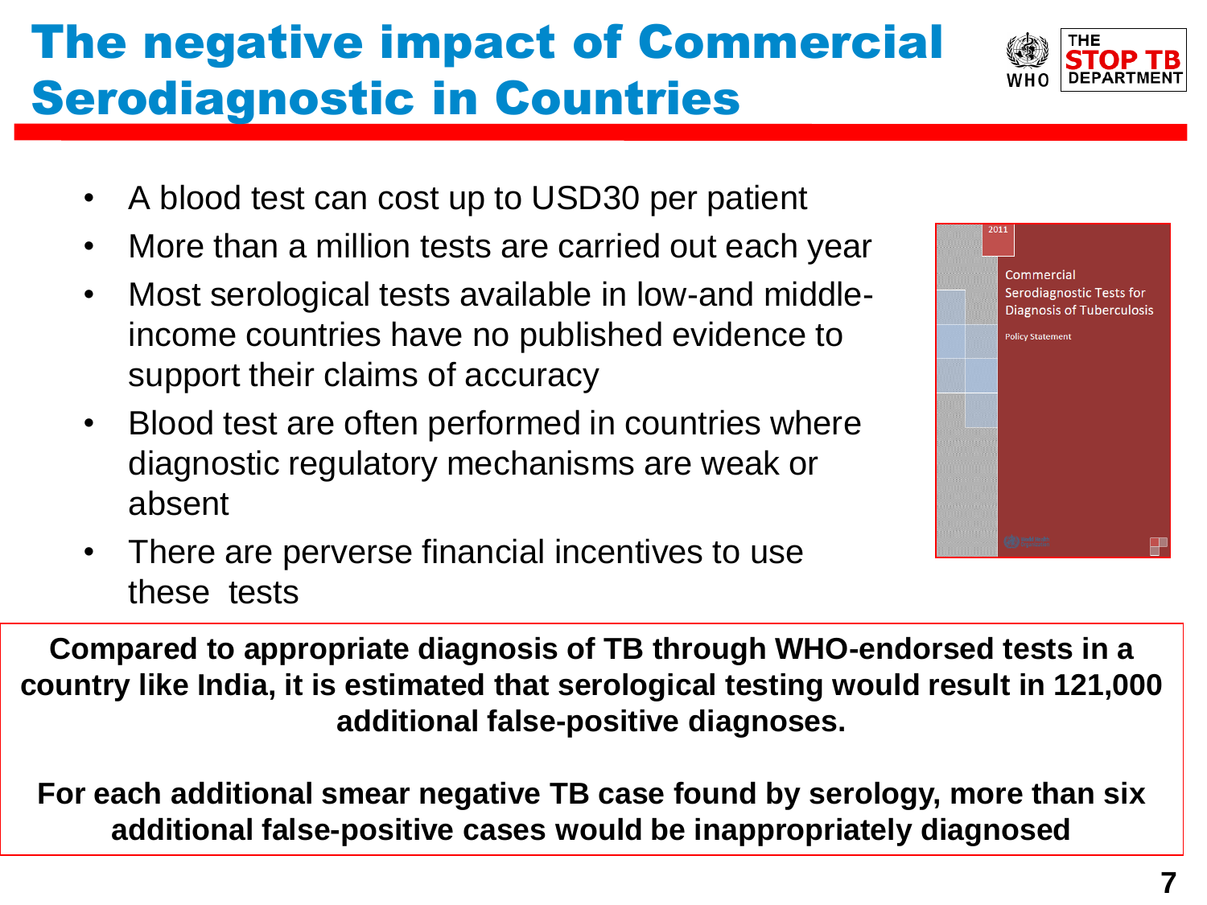# The negative impact of Commercial Serodiagnostic in Countries

- A blood test can cost up to USD30 per patient
- More than a million tests are carried out each year
- Most serological tests available in low-and middle-income countries have no published evidence to support their claims of accuracy
- Blood test are often performed in countries where diagnostic regulatory mechanisms are weak or absent
- There are perverse financial incentives to use these tests

**Compared to appropriate diagnosis of TB through WHO-endorsed tests in a country like India, it is estimated that serological testing would result in 121,000 additional false-positive diagnoses.**

**For each additional smear negative TB case found by serology, more than six additional false-positive cases would be inappropriately diagnosed**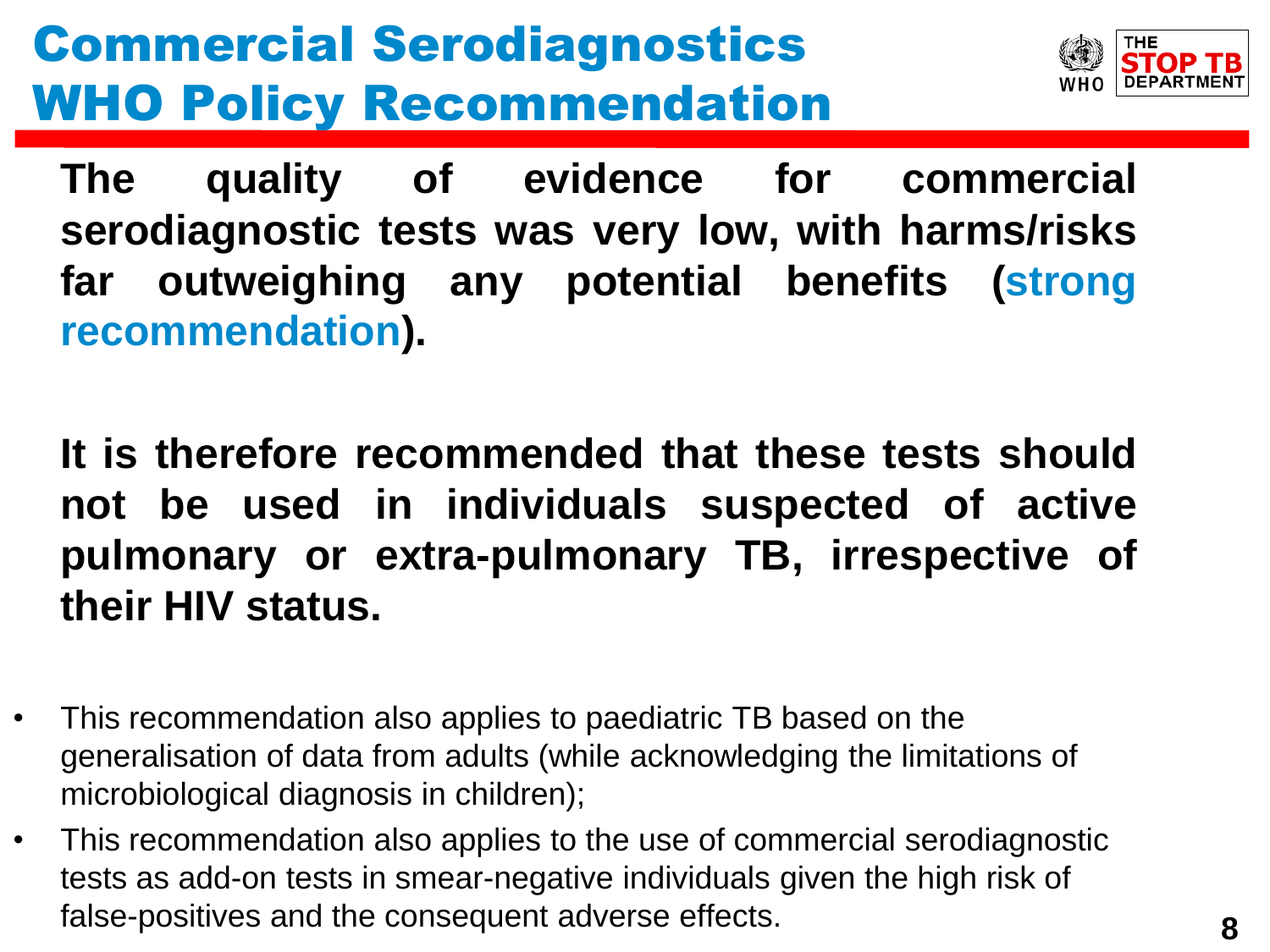# Commercial Serodiagnostics WHO Policy Recommendation

**The quality of evidence for commercial serodiagnostic tests was very low, with harms/risks far outweighing any potential benefits (strong recommendation).**

**It is therefore recommended that these tests should not be used in individuals suspected of active pulmonary or extra-pulmonary TB, irrespective of their HIV status.**

- This recommendation also applies to paediatric TB based on the generalisation of data from adults (while acknowledging the limitations of microbiological diagnosis in children);
- This recommendation also applies to the use of commercial serodiagnostic tests as add-on tests in smear-negative individuals given the high risk of false-positives and the consequent adverse effects.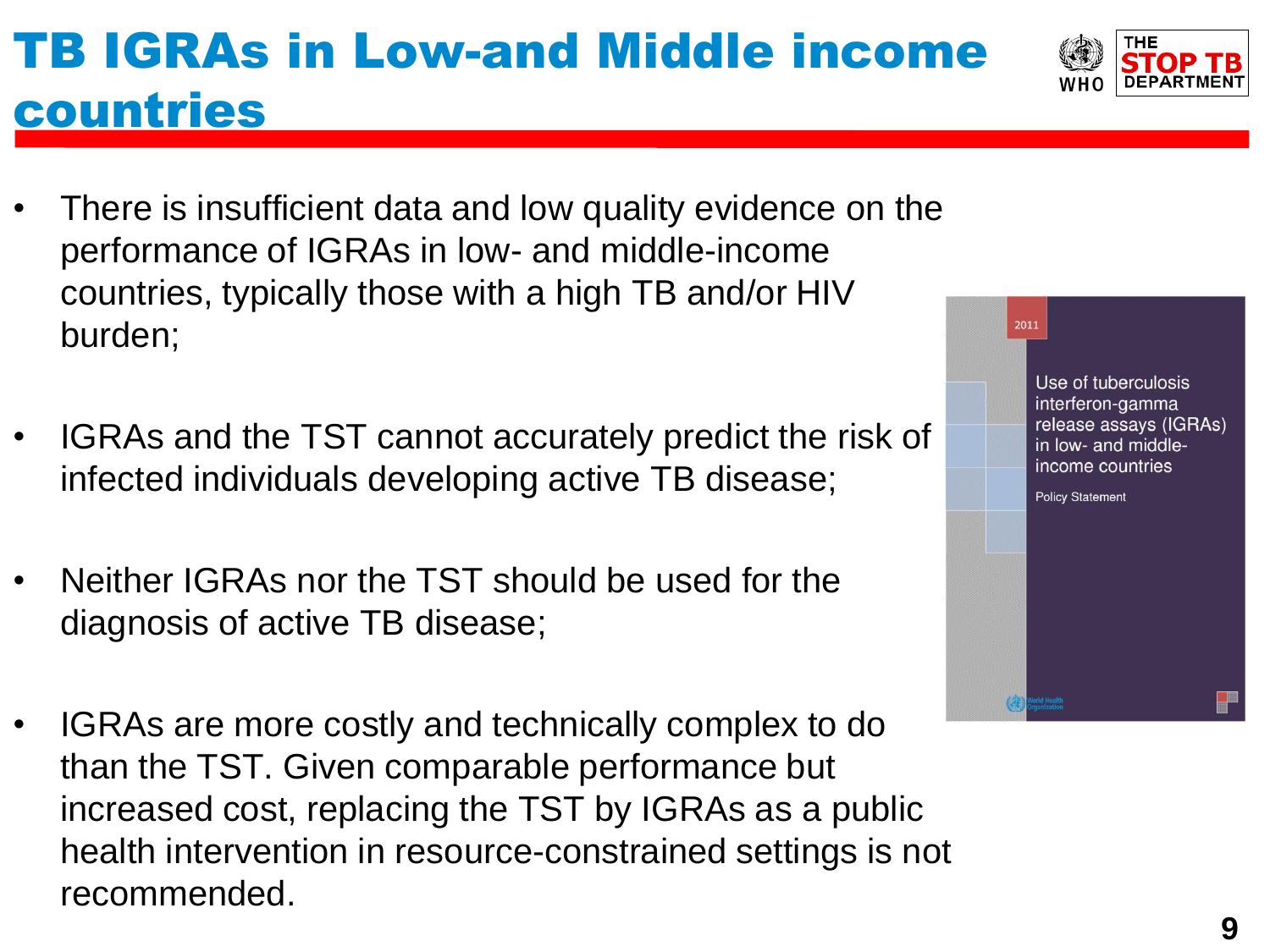# TB IGRAs in Low-and Middle income countries

- There is insufficient data and low quality evidence on the performance of IGRAs in low- and middle-income countries, typically those with a high TB and/or HIV burden;
- IGRAs and the TST cannot accurately predict the risk of infected individuals developing active TB disease;
- Neither IGRAs nor the TST should be used for the diagnosis of active TB disease;
- IGRAs are more costly and technically complex to do than the TST. Given comparable performance but increased cost, replacing the TST by IGRAs as a public health intervention in resource-constrained settings is not recommended.

2011

Use of tuberculosis interferon-gamma release assays (IGRAs) in low- and middle-income countries

Policy Statement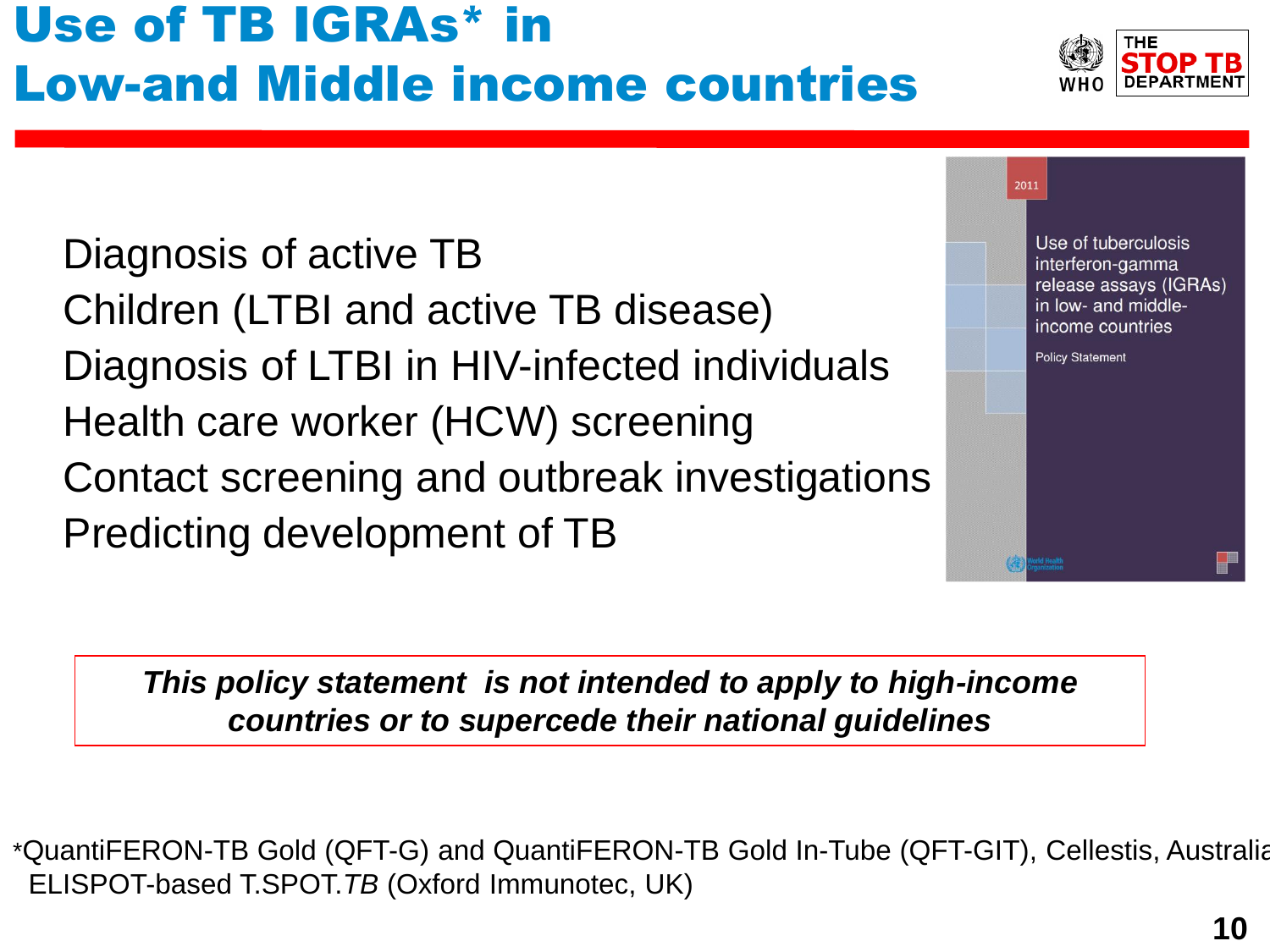# Use of TB IGRAs* in Low-and Middle income countries

- Diagnosis of active TB
- Children (LTBI and active TB disease)
- Diagnosis of LTBI in HIV-infected individuals
- Health care worker (HCW) screening
- Contact screening and outbreak investigations
- Predicting development of TB

2011

Use of tuberculosis interferon-gamma release assays (IGRAs) in low- and middle-income countries

Policy Statement

***This policy statement is not intended to apply to high-income countries or to supercede their national guidelines***

*QuantiFERON-TB Gold (QFT-G) and QuantiFERON-TB Gold In-Tube (QFT-GIT), Cellestis, Australia
ELISPOT-based T.SPOT.*TB* (Oxford Immunotec, UK)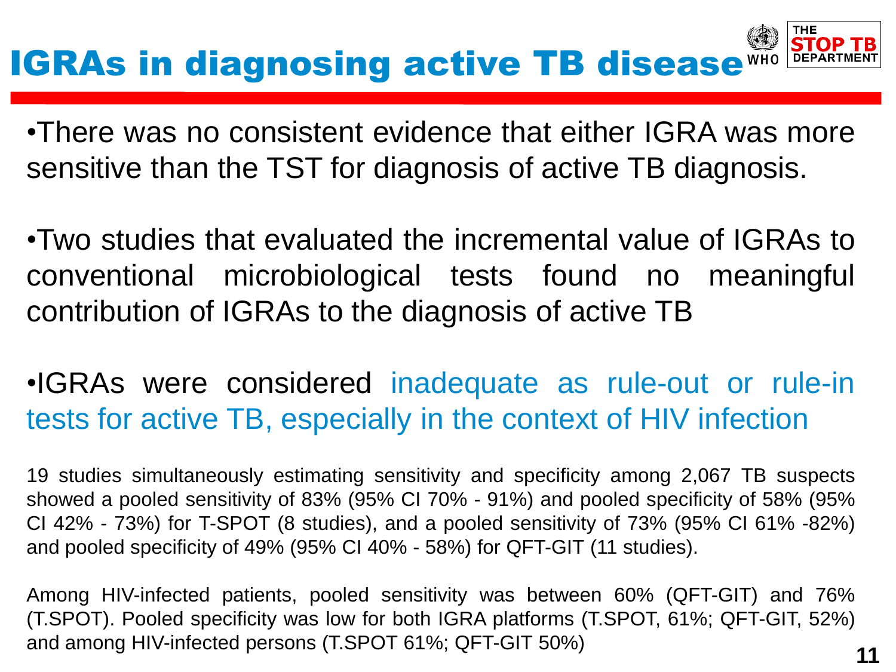# IGRAs in diagnosing active TB disease

- There was no consistent evidence that either IGRA was more sensitive than the TST for diagnosis of active TB diagnosis.

- Two studies that evaluated the incremental value of IGRAs to conventional microbiological tests found no meaningful contribution of IGRAs to the diagnosis of active TB

- IGRAs were considered inadequate as rule-out or rule-in tests for active TB, especially in the context of HIV infection

19 studies simultaneously estimating sensitivity and specificity among 2,067 TB suspects showed a pooled sensitivity of 83% (95% CI 70% - 91%) and pooled specificity of 58% (95% CI 42% - 73%) for T-SPOT (8 studies), and a pooled sensitivity of 73% (95% CI 61% -82%) and pooled specificity of 49% (95% CI 40% - 58%) for QFT-GIT (11 studies).

Among HIV-infected patients, pooled sensitivity was between 60% (QFT-GIT) and 76% (T.SPOT). Pooled specificity was low for both IGRA platforms (T.SPOT, 61%; QFT-GIT, 52%) and among HIV-infected persons (T.SPOT 61%; QFT-GIT 50%)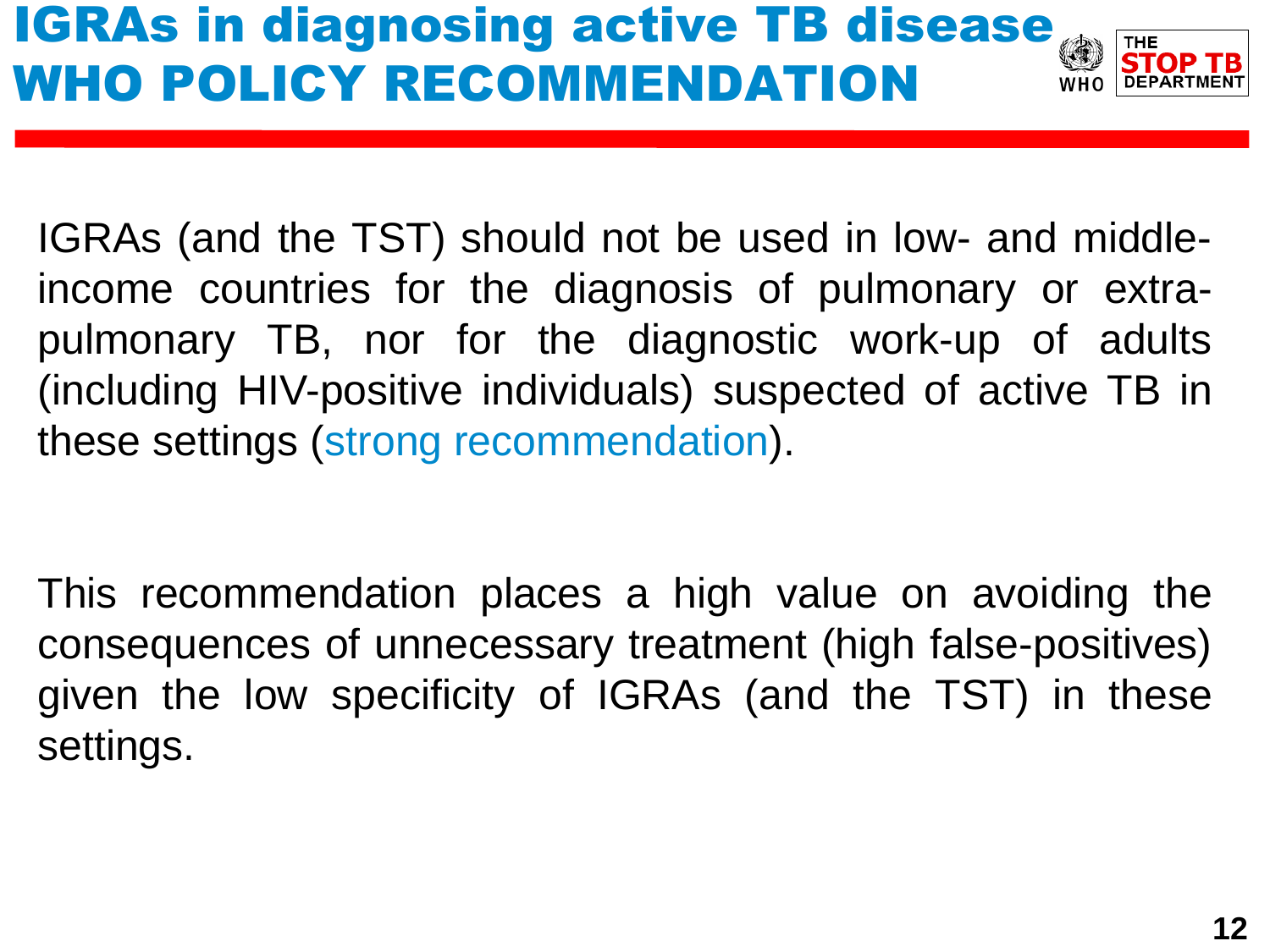# IGRAs in diagnosing active TB disease WHO POLICY RECOMMENDATION

IGRAs (and the TST) should not be used in low- and middle-income countries for the diagnosis of pulmonary or extra-pulmonary TB, nor for the diagnostic work-up of adults (including HIV-positive individuals) suspected of active TB in these settings (strong recommendation).

This recommendation places a high value on avoiding the consequences of unnecessary treatment (high false-positives) given the low specificity of IGRAs (and the TST) in these settings.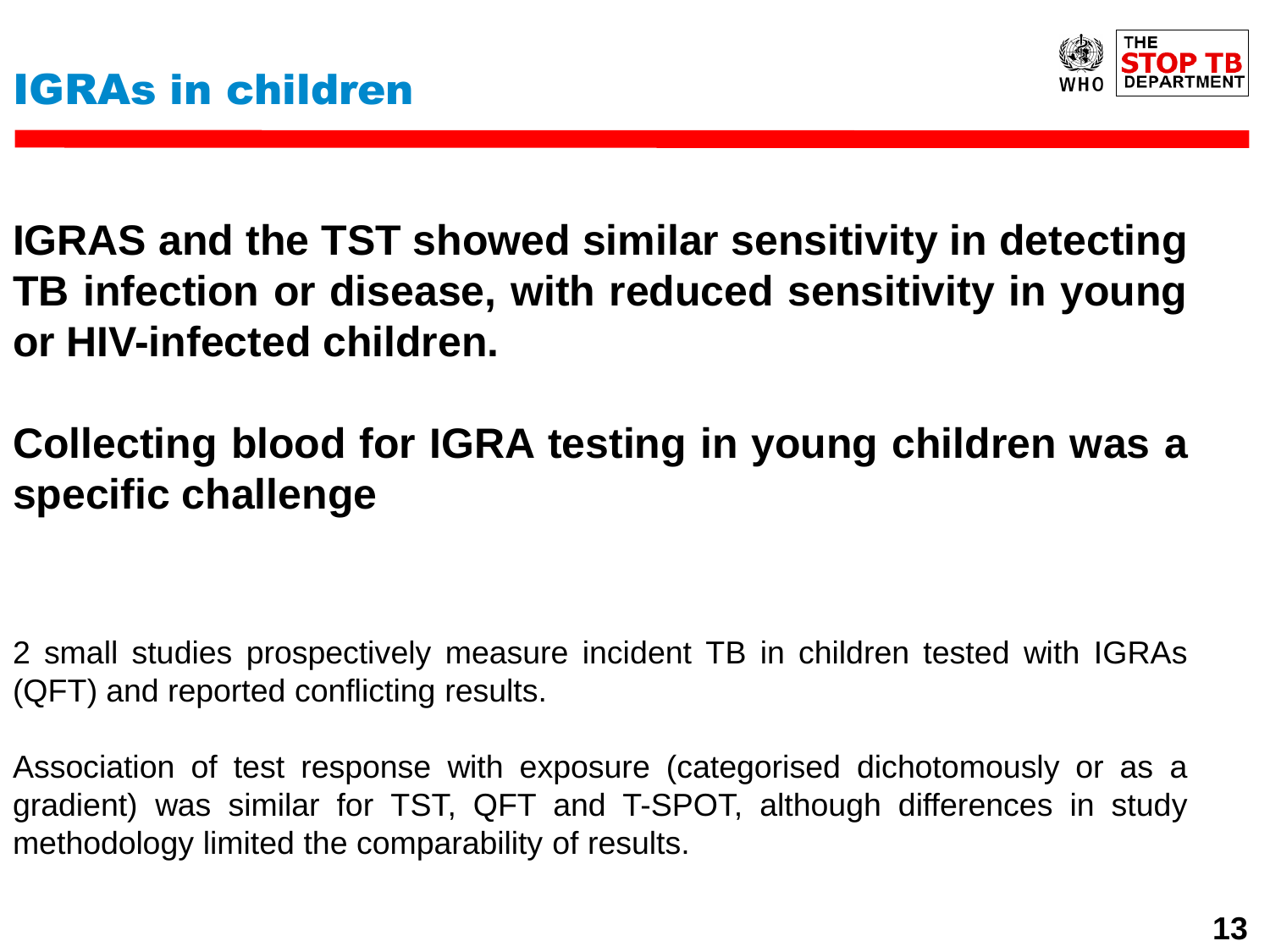# IGRAs in children

**IGRAS and the TST showed similar sensitivity in detecting TB infection or disease, with reduced sensitivity in young or HIV-infected children.**

**Collecting blood for IGRA testing in young children was a specific challenge**

2 small studies prospectively measure incident TB in children tested with IGRAs (QFT) and reported conflicting results.

Association of test response with exposure (categorised dichotomously or as a gradient) was similar for TST, QFT and T-SPOT, although differences in study methodology limited the comparability of results.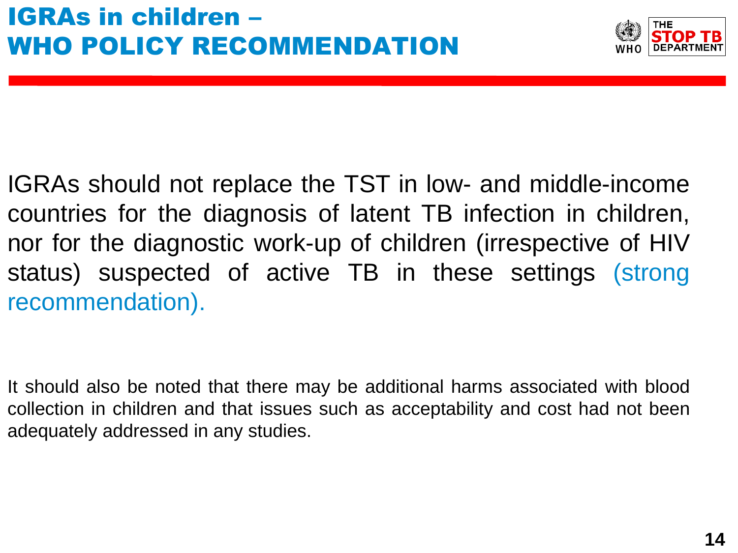# IGRAs in children – WHO POLICY RECOMMENDATION

IGRAs should not replace the TST in low- and middle-income countries for the diagnosis of latent TB infection in children, nor for the diagnostic work-up of children (irrespective of HIV status) suspected of active TB in these settings (strong recommendation).

It should also be noted that there may be additional harms associated with blood collection in children and that issues such as acceptability and cost had not been adequately addressed in any studies.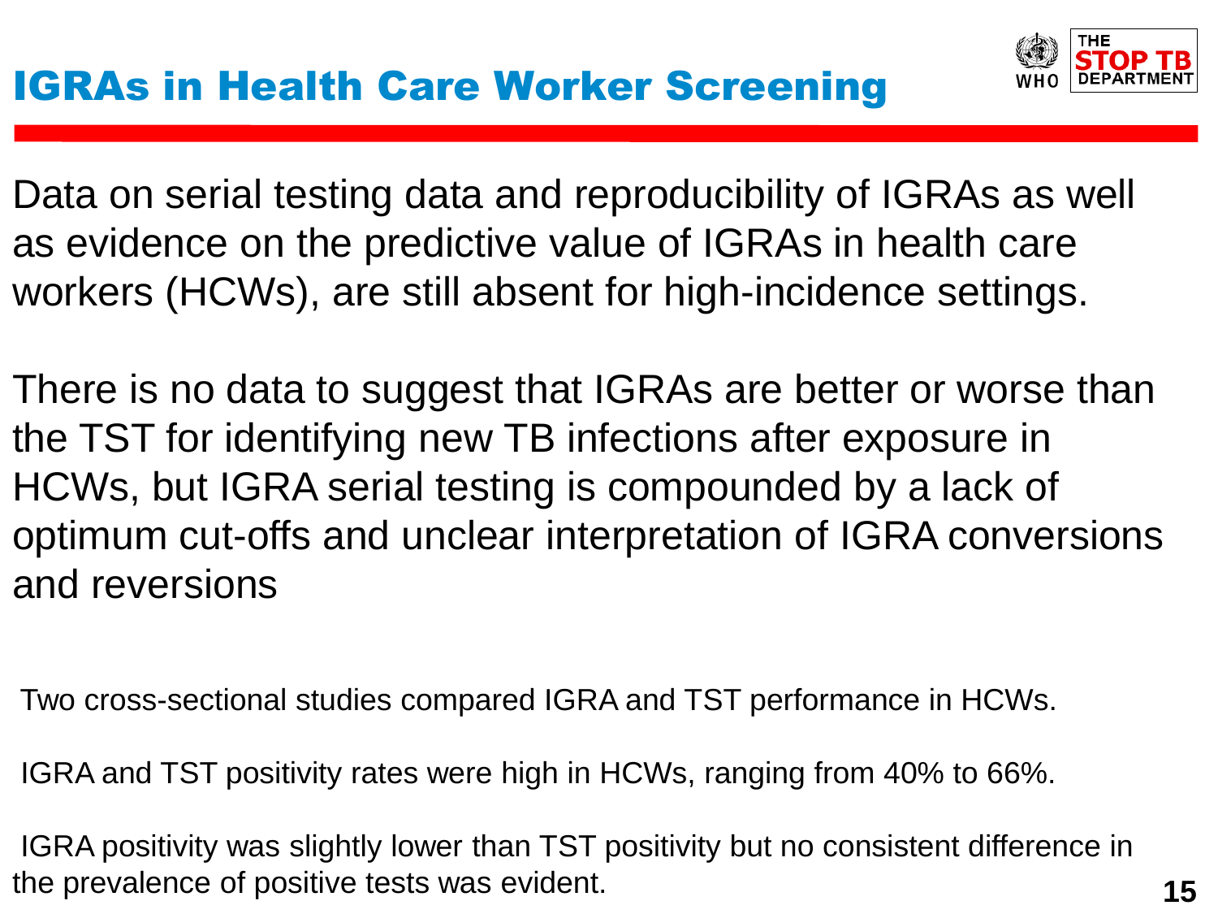# IGRAs in Health Care Worker Screening

Data on serial testing data and reproducibility of IGRAs as well as evidence on the predictive value of IGRAs in health care workers (HCWs), are still absent for high-incidence settings.

There is no data to suggest that IGRAs are better or worse than the TST for identifying new TB infections after exposure in HCWs, but IGRA serial testing is compounded by a lack of optimum cut-offs and unclear interpretation of IGRA conversions and reversions

Two cross-sectional studies compared IGRA and TST performance in HCWs.

IGRA and TST positivity rates were high in HCWs, ranging from 40% to 66%.

IGRA positivity was slightly lower than TST positivity but no consistent difference in the prevalence of positive tests was evident.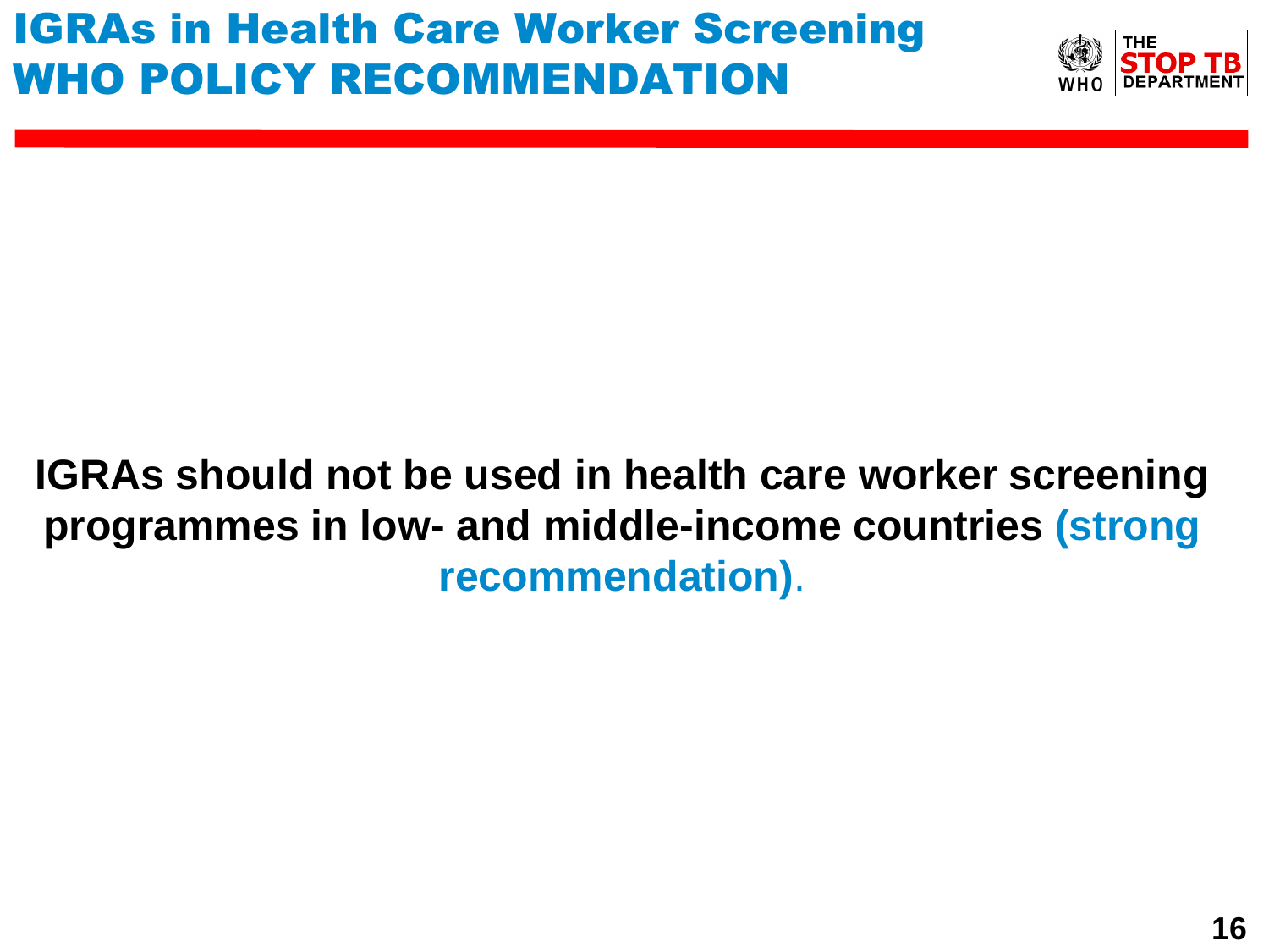# IGRAs in Health Care Worker Screening
# WHO POLICY RECOMMENDATION

**IGRAs should not be used in health care worker screening programmes in low- and middle-income countries (strong recommendation).**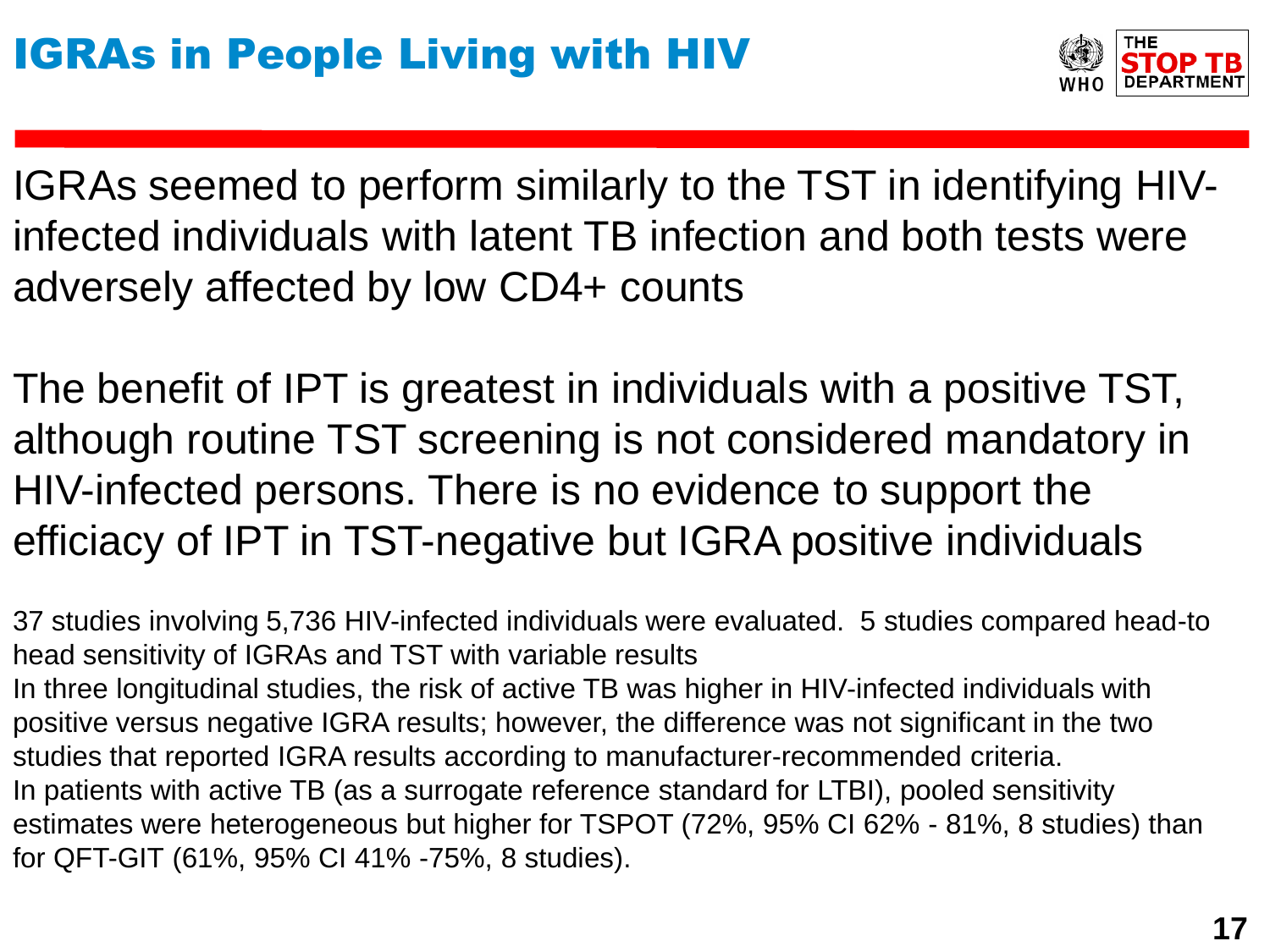# IGRAs in People Living with HIV

IGRAs seemed to perform similarly to the TST in identifying HIV-infected individuals with latent TB infection and both tests were adversely affected by low CD4+ counts

The benefit of IPT is greatest in individuals with a positive TST, although routine TST screening is not considered mandatory in HIV-infected persons. There is no evidence to support the efficiacy of IPT in TST-negative but IGRA positive individuals

37 studies involving 5,736 HIV-infected individuals were evaluated. 5 studies compared head-to head sensitivity of IGRAs and TST with variable results

In three longitudinal studies, the risk of active TB was higher in HIV-infected individuals with positive versus negative IGRA results; however, the difference was not significant in the two studies that reported IGRA results according to manufacturer-recommended criteria.

In patients with active TB (as a surrogate reference standard for LTBI), pooled sensitivity estimates were heterogeneous but higher for TSPOT (72%, 95% CI 62% - 81%, 8 studies) than for QFT-GIT (61%, 95% CI 41% -75%, 8 studies).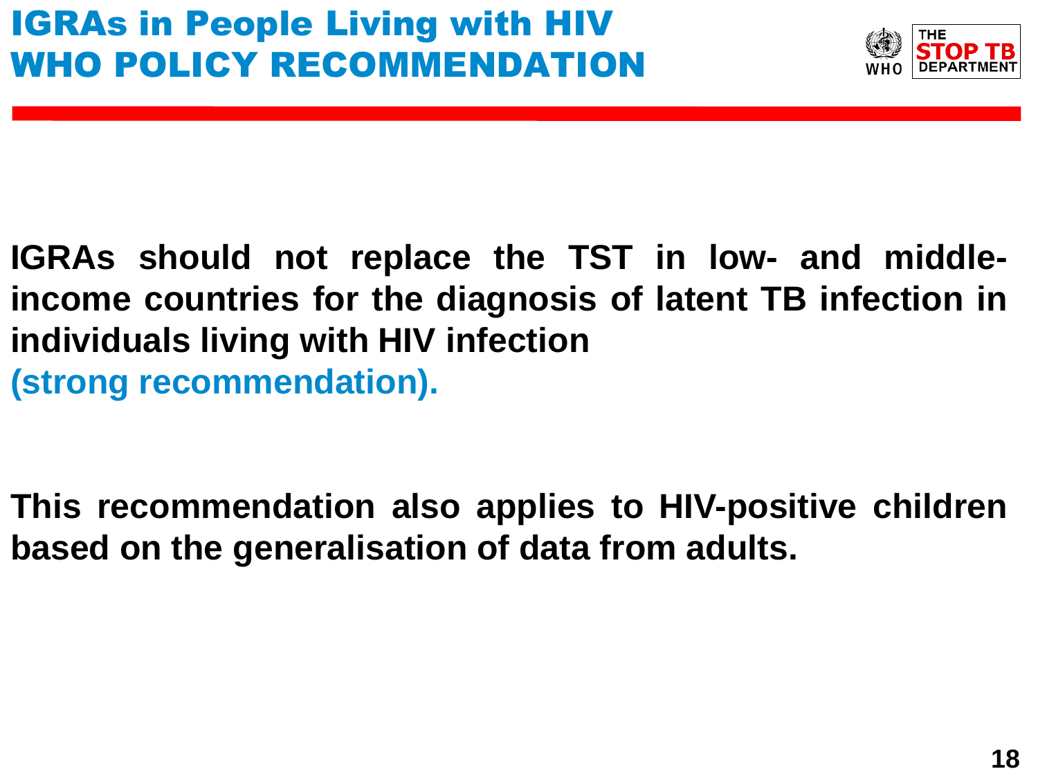# IGRAs in People Living with HIV WHO POLICY RECOMMENDATION

**IGRAs should not replace the TST in low- and middle-income countries for the diagnosis of latent TB infection in individuals living with HIV infection (strong recommendation).**

**This recommendation also applies to HIV-positive children based on the generalisation of data from adults.**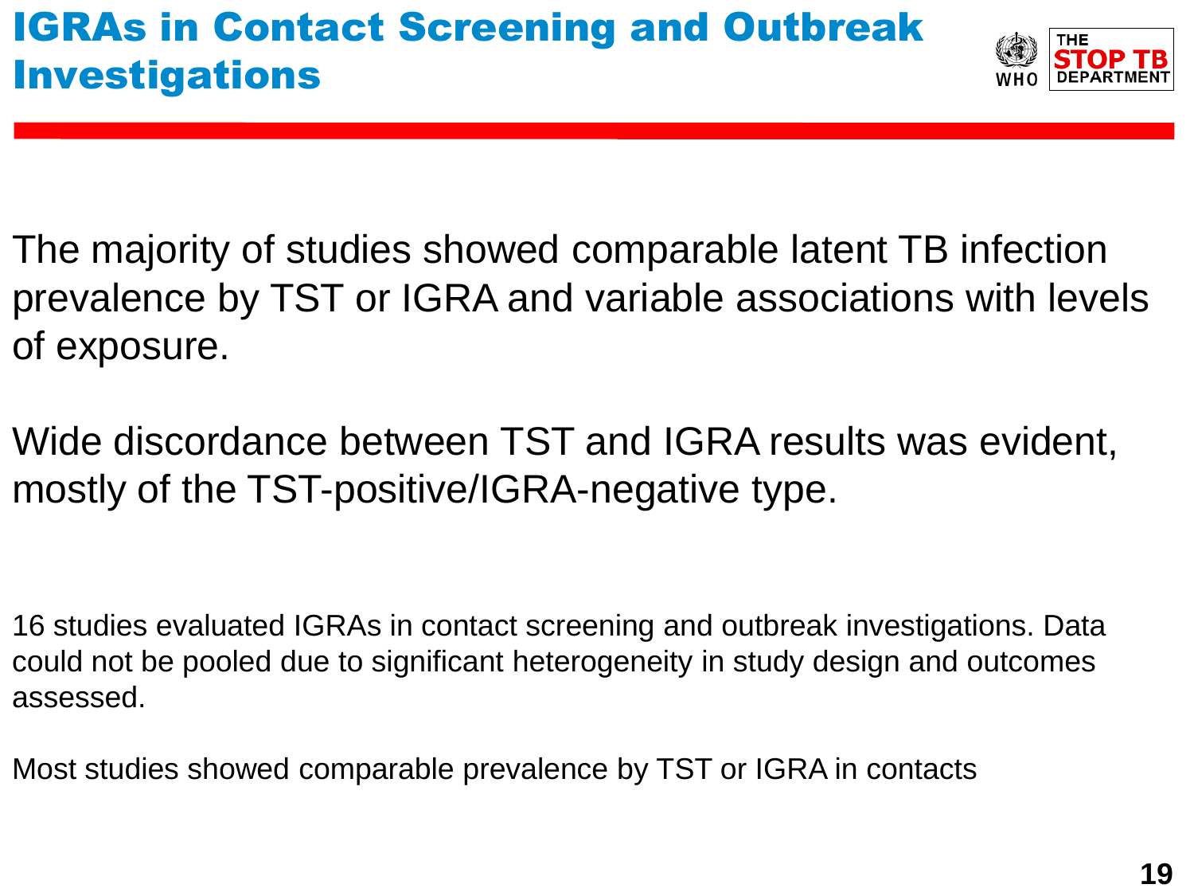# IGRAs in Contact Screening and Outbreak Investigations

The majority of studies showed comparable latent TB infection prevalence by TST or IGRA and variable associations with levels of exposure.

Wide discordance between TST and IGRA results was evident, mostly of the TST-positive/IGRA-negative type.

16 studies evaluated IGRAs in contact screening and outbreak investigations. Data could not be pooled due to significant heterogeneity in study design and outcomes assessed.

Most studies showed comparable prevalence by TST or IGRA in contacts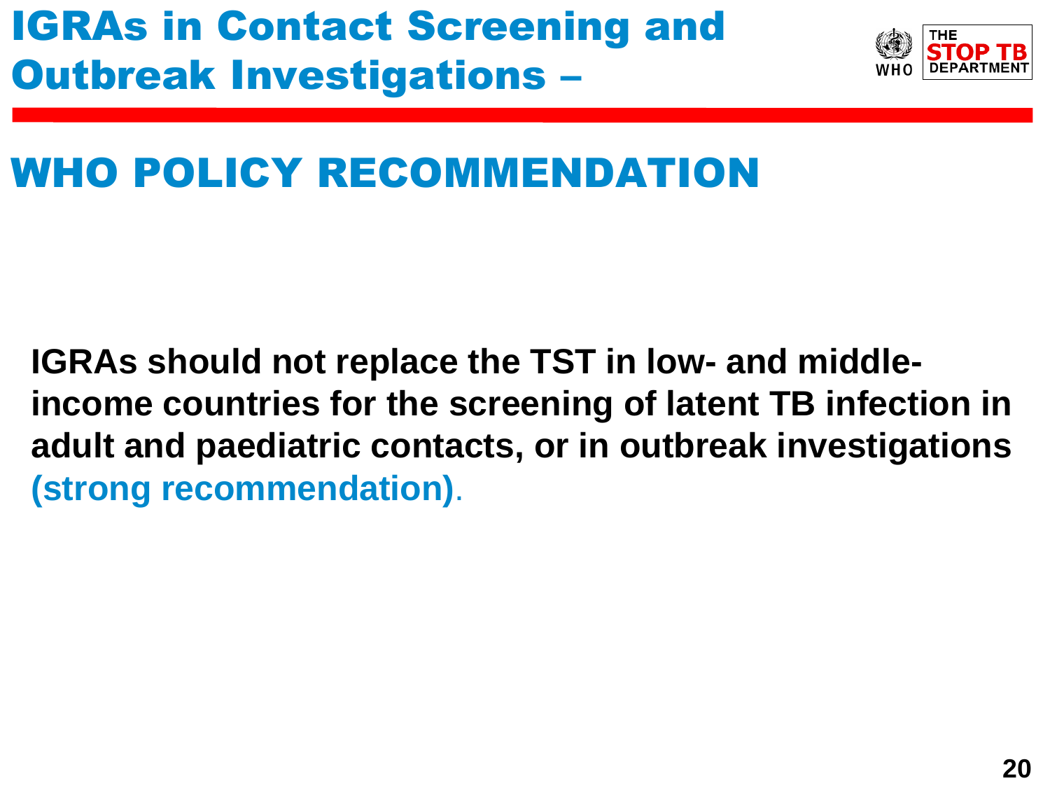# IGRAs in Contact Screening and Outbreak Investigations –

## WHO POLICY RECOMMENDATION

**IGRAs should not replace the TST in low- and middle-income countries for the screening of latent TB infection in adult and paediatric contacts, or in outbreak investigations (strong recommendation).**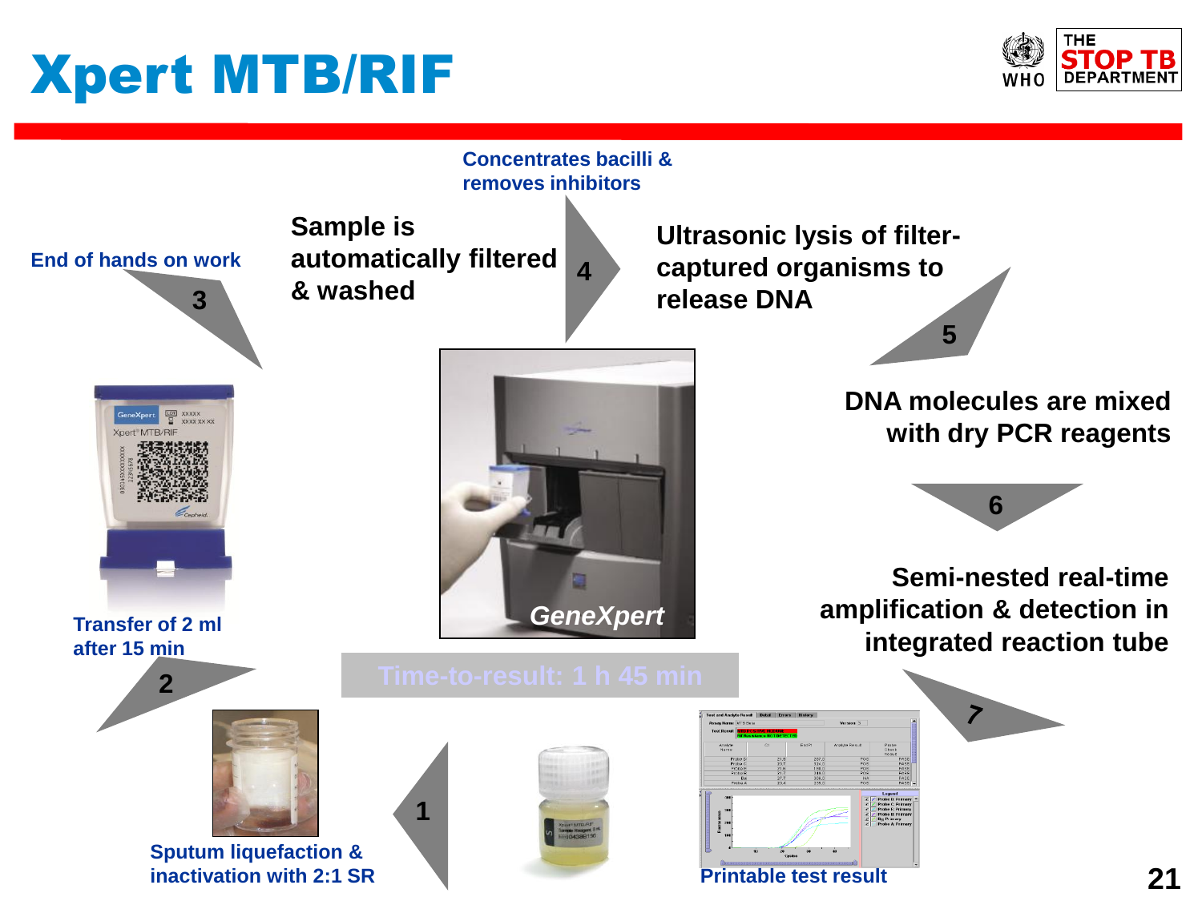# Xpert MTB/RIF

1. Sputum liquefaction & inactivation with 2:1 SR
2. Transfer of 2 ml after 15 min
3. End of hands on work
4. Sample is automatically filtered & washed — Concentrates bacilli & removes inhibitors
5. Ultrasonic lysis of filter-captured organisms to release DNA
6. DNA molecules are mixed with dry PCR reagents
7. Semi-nested real-time amplification & detection in integrated reaction tube

Printable test result

GeneXpert

Time-to-result: 1 h 45 min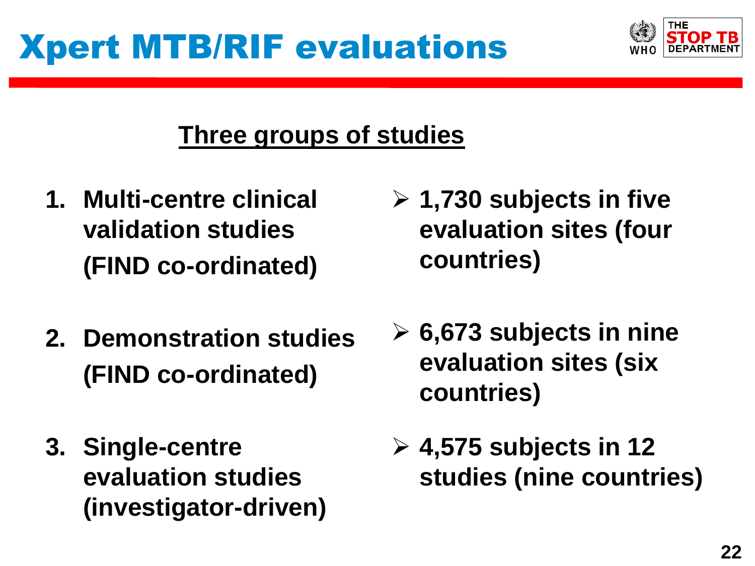# Xpert MTB/RIF evaluations

## Three groups of studies

1. **Multi-centre clinical validation studies (FIND co-ordinated)**
   - **1,730 subjects in five evaluation sites (four countries)**
2. **Demonstration studies (FIND co-ordinated)**
   - **6,673 subjects in nine evaluation sites (six countries)**
3. **Single-centre evaluation studies (investigator-driven)**
   - **4,575 subjects in 12 studies (nine countries)**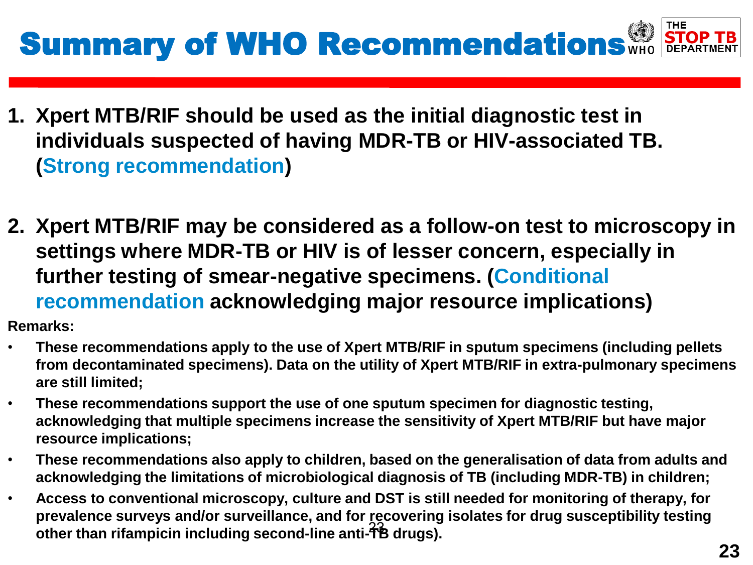# Summary of WHO Recommendations

1. **Xpert MTB/RIF should be used as the initial diagnostic test in individuals suspected of having MDR-TB or HIV-associated TB. (Strong recommendation)**

2. **Xpert MTB/RIF may be considered as a follow-on test to microscopy in settings where MDR-TB or HIV is of lesser concern, especially in further testing of smear-negative specimens. (Conditional recommendation acknowledging major resource implications)**

**Remarks:**

- **These recommendations apply to the use of Xpert MTB/RIF in sputum specimens (including pellets from decontaminated specimens). Data on the utility of Xpert MTB/RIF in extra-pulmonary specimens are still limited;**
- **These recommendations support the use of one sputum specimen for diagnostic testing, acknowledging that multiple specimens increase the sensitivity of Xpert MTB/RIF but have major resource implications;**
- **These recommendations also apply to children, based on the generalisation of data from adults and acknowledging the limitations of microbiological diagnosis of TB (including MDR-TB) in children;**
- **Access to conventional microscopy, culture and DST is still needed for monitoring of therapy, for prevalence surveys and/or surveillance, and for recovering isolates for drug susceptibility testing other than rifampicin including second-line anti-TB drugs).**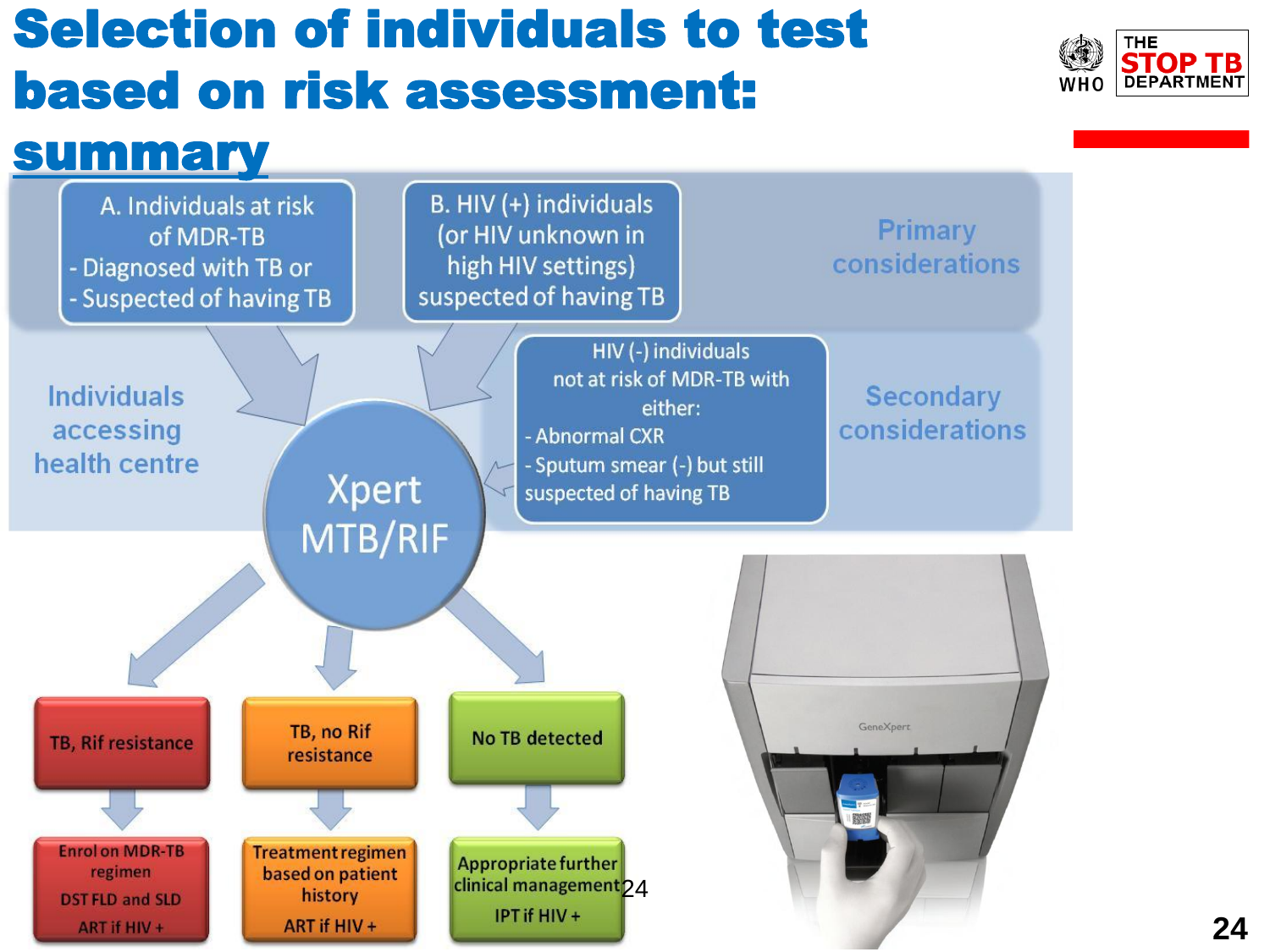# Selection of individuals to test based on risk assessment: summary

**Primary considerations**

- A. Individuals at risk of MDR-TB
  - Diagnosed with TB or
  - Suspected of having TB
- B. HIV (+) individuals (or HIV unknown in high HIV settings) suspected of having TB

**Secondary considerations**

- HIV (-) individuals not at risk of MDR-TB with either:
  - Abnormal CXR
  - Sputum smear (-) but still suspected of having TB

Individuals accessing health centre

**Xpert MTB/RIF**

| TB, Rif resistance | TB, no Rif resistance | No TB detected |
|---|---|---|
| Enrol on MDR-TB regimen<br>DST FLD and SLD<br>ART if HIV + | Treatment regimen based on patient history<br>ART if HIV + | Appropriate further clinical management<br>IPT if HIV + |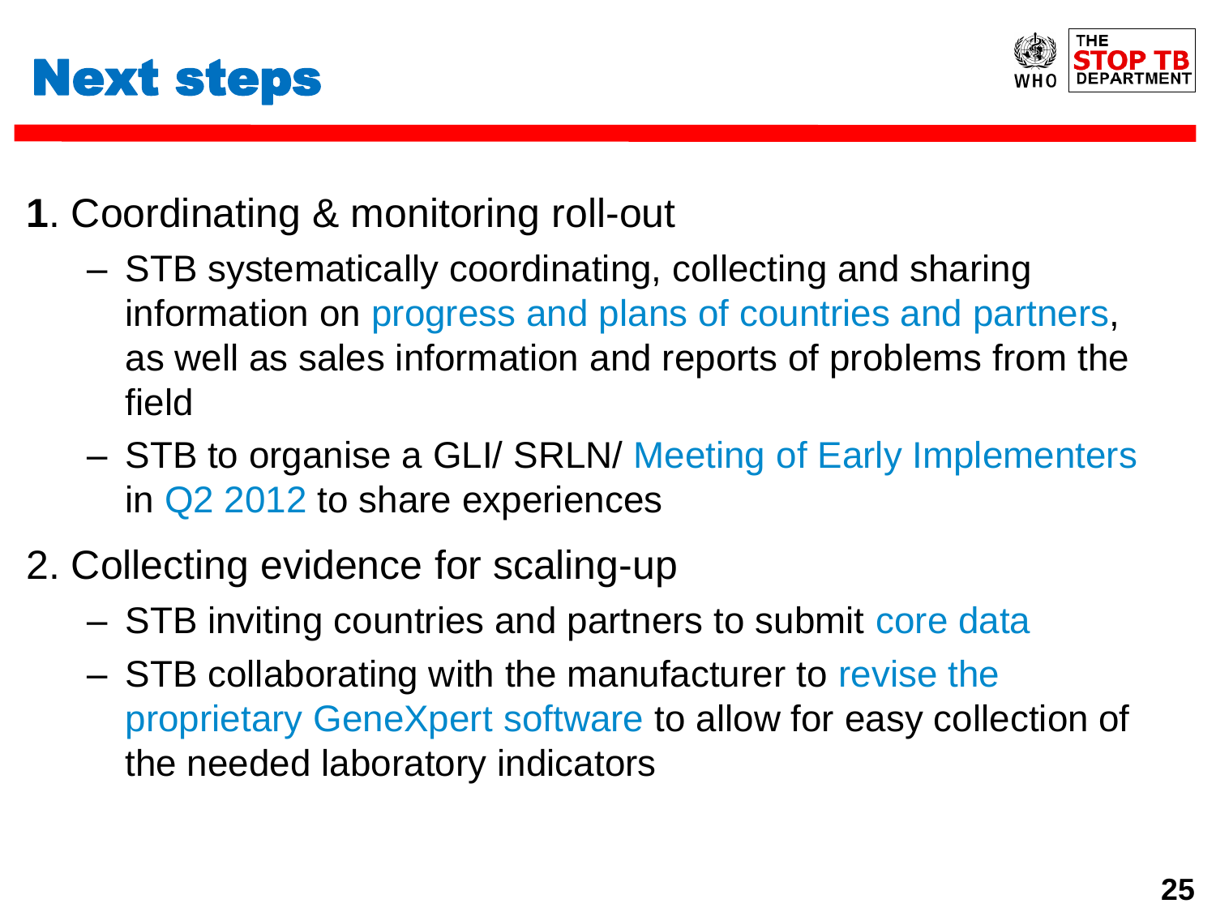# Next steps

**1**. Coordinating & monitoring roll-out

- STB systematically coordinating, collecting and sharing information on progress and plans of countries and partners, as well as sales information and reports of problems from the field
- STB to organise a GLI/ SRLN/ Meeting of Early Implementers in Q2 2012 to share experiences

2. Collecting evidence for scaling-up

- STB inviting countries and partners to submit core data
- STB collaborating with the manufacturer to revise the proprietary GeneXpert software to allow for easy collection of the needed laboratory indicators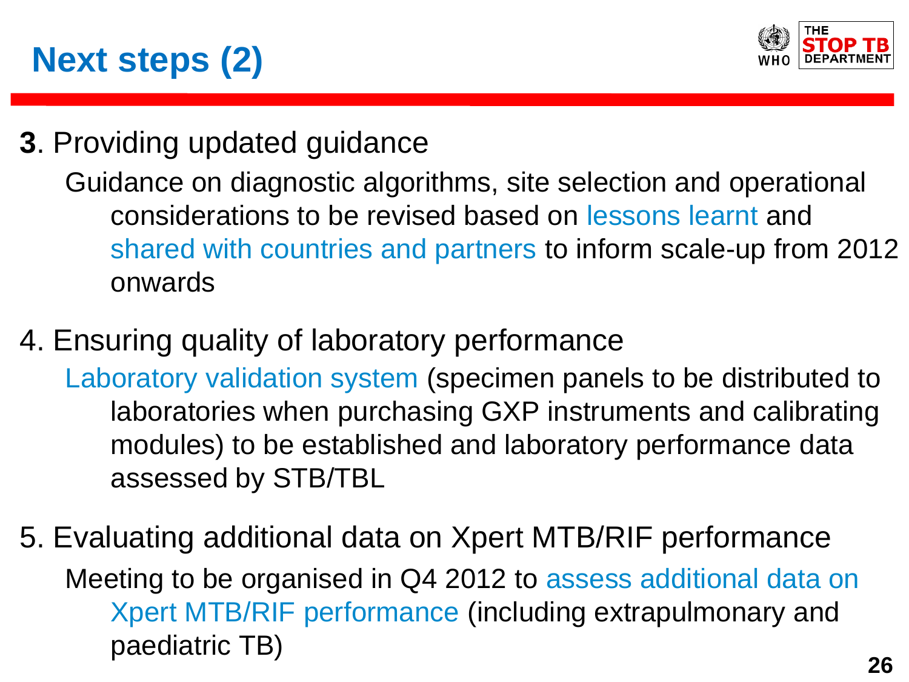# Next steps (2)

**3**. Providing updated guidance

Guidance on diagnostic algorithms, site selection and operational considerations to be revised based on lessons learnt and shared with countries and partners to inform scale-up from 2012 onwards

4. Ensuring quality of laboratory performance

Laboratory validation system (specimen panels to be distributed to laboratories when purchasing GXP instruments and calibrating modules) to be established and laboratory performance data assessed by STB/TBL

5. Evaluating additional data on Xpert MTB/RIF performance

Meeting to be organised in Q4 2012 to assess additional data on Xpert MTB/RIF performance (including extrapulmonary and paediatric TB)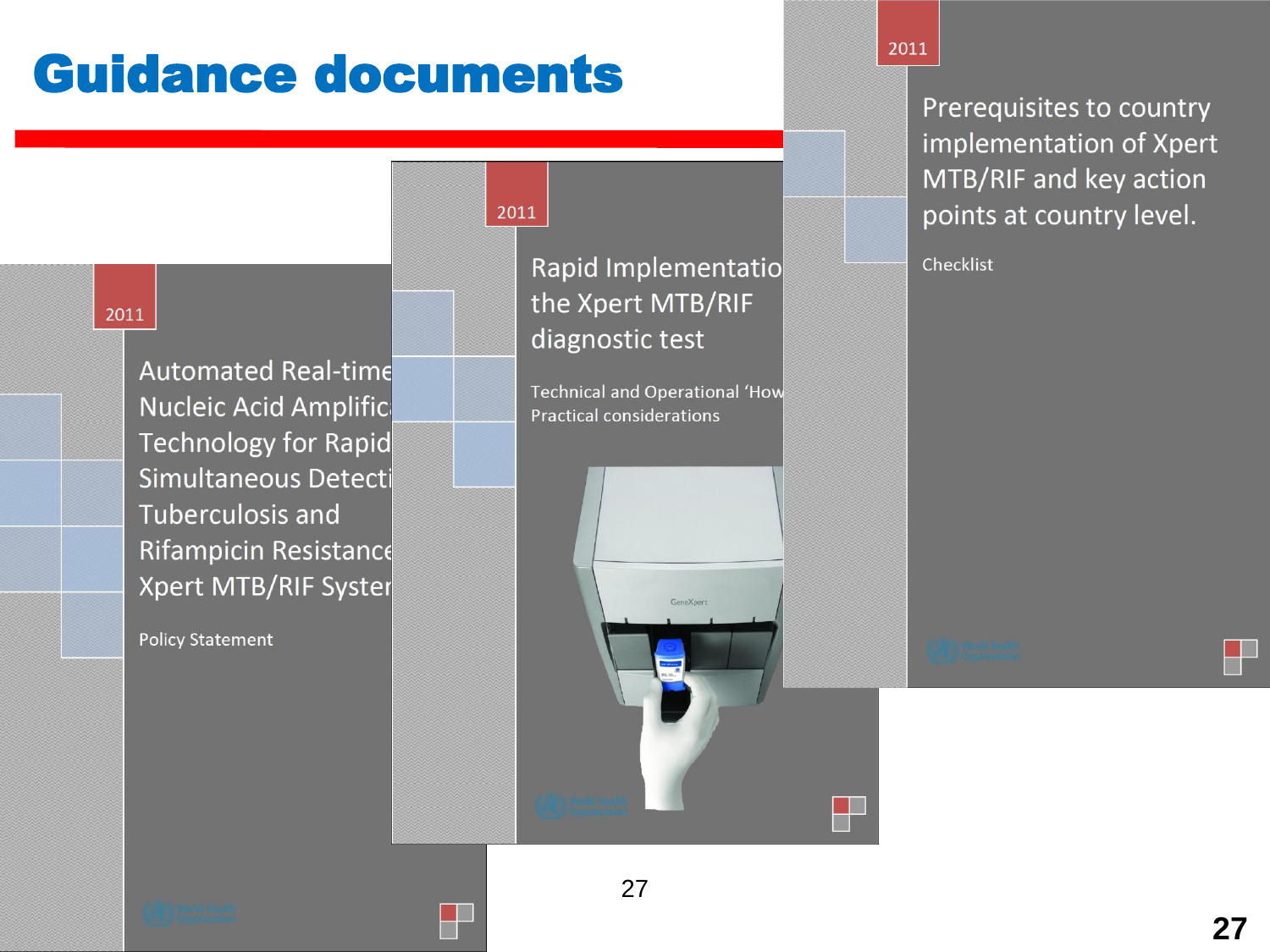# Guidance documents

2011

Automated Real-time Nucleic Acid Amplific
Technology for Rapid
Simultaneous Detecti
Tuberculosis and
Rifampicin Resistance
Xpert MTB/RIF Syster

Policy Statement

2011

Rapid Implementatio
the Xpert MTB/RIF
diagnostic test

Technical and Operational 'How
Practical considerations

2011

Prerequisites to country implementation of Xpert MTB/RIF and key action points at country level.

Checklist